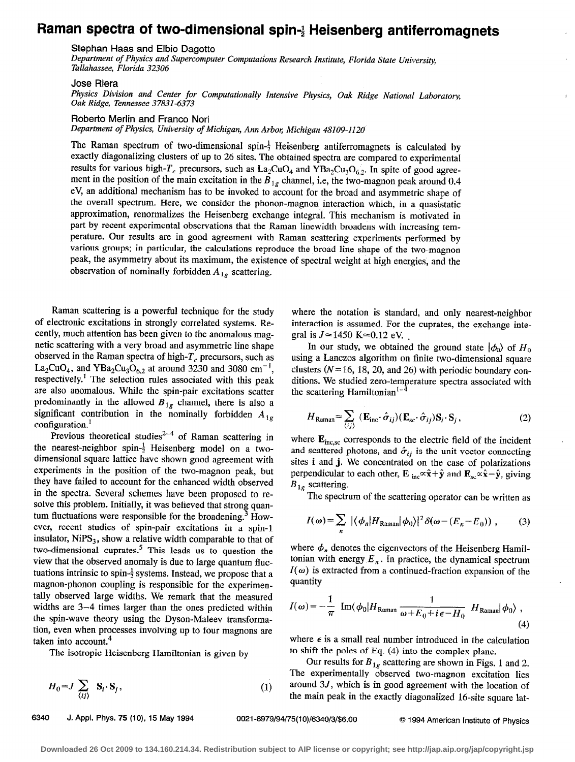# Raman spectra of two-dimensional spin-$\frac{1}{2}$ Heisenberg antiferromagnets

Stephan Haas and Elbio Dagotto
*Department of Physics and Supercomputer Computations Research Institute, Florida State University, Tallahassee, Florida 32306*

Jose Riera
*Physics Division and Center for Computationally Intensive Physics, Oak Ridge National Laboratory, Oak Ridge, Tennessee 37831-6373*

Roberto Merlin and Franco Nori
*Department of Physics, University of Michigan, Ann Arbor, Michigan 48109-1120*

The Raman spectrum of two-dimensional spin-$\frac{1}{2}$ Heisenberg antiferromagnets is calculated by exactly diagonalizing clusters of up to 26 sites. The obtained spectra are compared to experimental results for various high-$T_c$ precursors, such as $La_2CuO_4$ and $YBa_2Cu_3O_{6.2}$. In spite of good agreement in the position of the main excitation in the $B_{1g}$ channel, i.e, the two-magnon peak around 0.4 eV, an additional mechanism has to be invoked to account for the broad and asymmetric shape of the overall spectrum. Here, we consider the phonon-magnon interaction which, in a quasistatic approximation, renormalizes the Heisenberg exchange integral. This mechanism is motivated in part by recent experimental observations that the Raman linewidth broadens with increasing temperature. Our results are in good agreement with Raman scattering experiments performed by various groups; in particular, the calculations reproduce the broad line shape of the two-magnon peak, the asymmetry about its maximum, the existence of spectral weight at high energies, and the observation of nominally forbidden $A_{1g}$ scattering.

Raman scattering is a powerful technique for the study of electronic excitations in strongly correlated systems. Recently, much attention has been given to the anomalous magnetic scattering with a very broad and asymmetric line shape observed in the Raman spectra of high-$T_c$ precursors, such as $La_2CuO_4$, and $YBa_2Cu_3O_{6.2}$ at around 3230 and 3080 $cm^{-1}$, respectively.[1] The selection rules associated with this peak are also anomalous. While the spin-pair excitations scatter predominantly in the allowed $B_{1g}$ channel, there is also a significant contribution in the nominally forbidden $A_{1g}$ configuration.[1]

Previous theoretical studies[2–4] of Raman scattering in the nearest-neighbor spin-$\frac{1}{2}$ Heisenberg model on a two-dimensional square lattice have shown good agreement with experiments in the position of the two-magnon peak, but they have failed to account for the enhanced width observed in the spectra. Several schemes have been proposed to resolve this problem. Initially, it was believed that strong quantum fluctuations were responsible for the broadening.[3] However, recent studies of spin-pair excitations in a spin-1 insulator, $NiPS_3$, show a relative width comparable to that of two-dimensional cuprates.[5] This leads us to question the view that the observed anomaly is due to large quantum fluctuations intrinsic to spin-$\frac{1}{2}$ systems. Instead, we propose that a magnon-phonon coupling is responsible for the experimentally observed large widths. We remark that the measured widths are 3–4 times larger than the ones predicted within the spin-wave theory using the Dyson-Maleev transformation, even when processes involving up to four magnons are taken into account.[4]

The isotropic Heisenberg Hamiltonian is given by

$$H_0 = J \sum_{\langle ij \rangle} \mathbf{S}_i \cdot \mathbf{S}_j , \tag{1}$$

where the notation is standard, and only nearest-neighbor interaction is assumed. For the cuprates, the exchange integral is $J \simeq 1450$ K$\simeq 0.12$ eV.

In our study, we obtained the ground state $|\phi_0\rangle$ of $H_0$ using a Lanczos algorithm on finite two-dimensional square clusters ($N$=16, 18, 20, and 26) with periodic boundary conditions. We studied zero-temperature spectra associated with the scattering Hamiltonian[1–4]

$$H_{\text{Raman}} = \sum_{\langle ij \rangle} (\mathbf{E}_{\text{inc}} \cdot \hat{\sigma}_{ij})(\mathbf{E}_{\text{sc}} \cdot \hat{\sigma}_{ij}) \mathbf{S}_i \cdot \mathbf{S}_j , \tag{2}$$

where $\mathbf{E}_{\text{inc,sc}}$ corresponds to the electric field of the incident and scattered photons, and $\hat{\sigma}_{ij}$ is the unit vector connecting sites $\mathbf{i}$ and $\mathbf{j}$. We concentrated on the case of polarizations perpendicular to each other, $\mathbf{E}_{\text{inc}} \propto \hat{\mathbf{x}} + \hat{\mathbf{y}}$ and $\mathbf{E}_{\text{sc}} \propto \hat{\mathbf{x}} - \hat{\mathbf{y}}$, giving $B_{1g}$ scattering.

The spectrum of the scattering operator can be written as

$$I(\omega) = \sum_n |\langle \phi_n | H_{\text{Raman}} | \phi_0 \rangle|^2 \delta(\omega - (E_n - E_0)) , \tag{3}$$

where $\phi_n$ denotes the eigenvectors of the Heisenberg Hamiltonian with energy $E_n$. In practice, the dynamical spectrum $I(\omega)$ is extracted from a continued-fraction expansion of the quantity

$$I(\omega) = -\frac{1}{\pi} \ \text{Im} \langle \phi_0 | H_{\text{Raman}} \frac{1}{\omega + E_0 + i\epsilon - H_0} \ H_{\text{Raman}} | \phi_0 \rangle , \tag{4}$$

where $\epsilon$ is a small real number introduced in the calculation to shift the poles of Eq. (4) into the complex plane.

Our results for $B_{1g}$ scattering are shown in Figs. 1 and 2. The experimentally observed two-magnon excitation lies around $3J$, which is in good agreement with the location of the main peak in the exactly diagonalized 16-site square lat-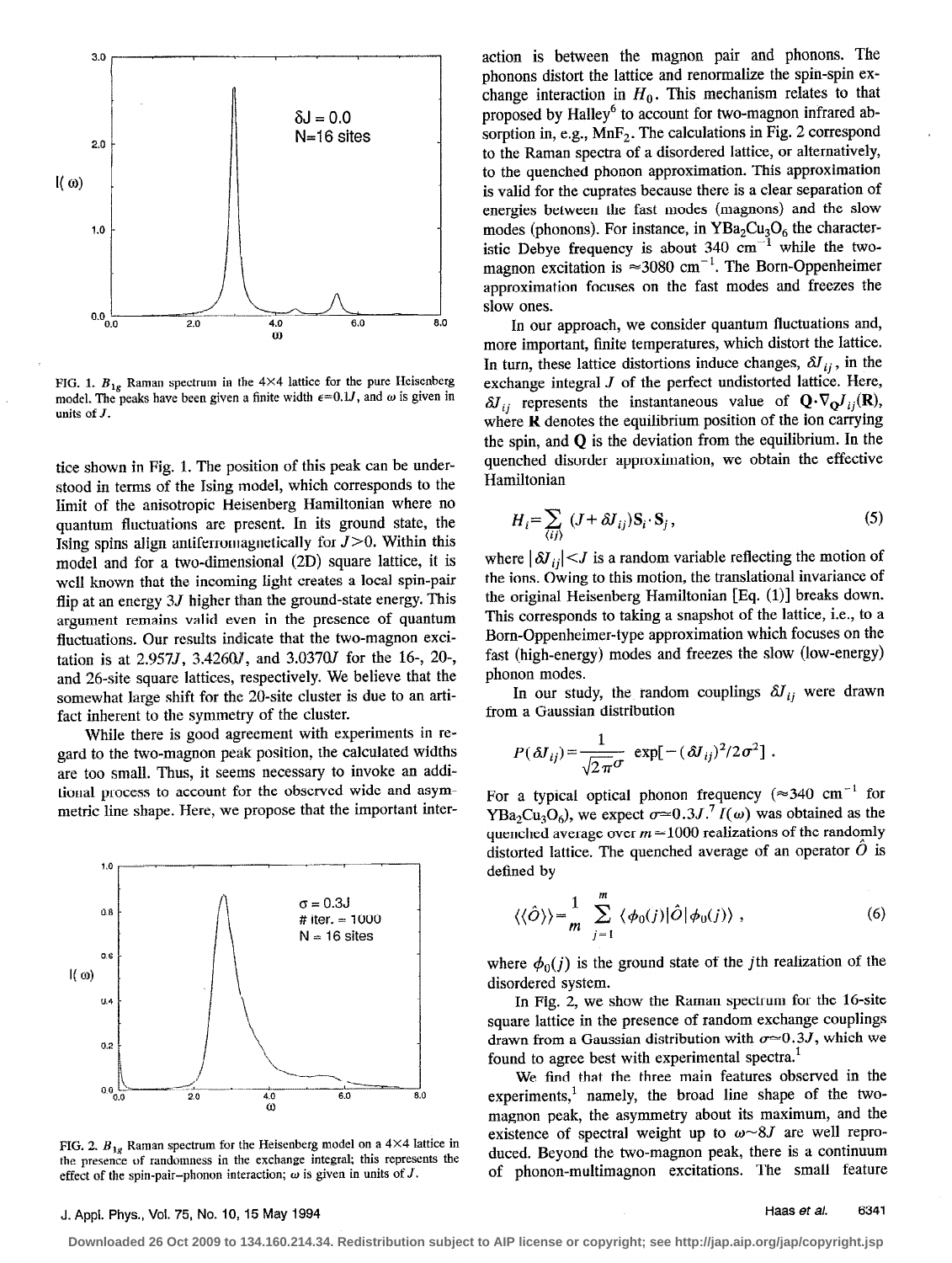FIG. 1. $B_{1g}$ Raman spectrum in the 4×4 lattice for the pure Heisenberg model. The peaks have been given a finite width $\epsilon=0.1J$, and $\omega$ is given in units of $J$.

tice shown in Fig. 1. The position of this peak can be understood in terms of the Ising model, which corresponds to the limit of the anisotropic Heisenberg Hamiltonian where no quantum fluctuations are present. In its ground state, the Ising spins align antiferromagnetically for $J>0$. Within this model and for a two-dimensional (2D) square lattice, it is well known that the incoming light creates a local spin-pair flip at an energy $3J$ higher than the ground-state energy. This argument remains valid even in the presence of quantum fluctuations. Our results indicate that the two-magnon excitation is at $2.957J$, $3.4260J$, and $3.0370J$ for the 16-, 20-, and 26-site square lattices, respectively. We believe that the somewhat large shift for the 20-site cluster is due to an artifact inherent to the symmetry of the cluster.

While there is good agreement with experiments in regard to the two-magnon peak position, the calculated widths are too small. Thus, it seems necessary to invoke an additional process to account for the observed wide and asymmetric line shape. Here, we propose that the important interaction is between the magnon pair and phonons. The phonons distort the lattice and renormalize the spin-spin exchange interaction in $H_0$. This mechanism relates to that proposed by Halley[6] to account for two-magnon infrared absorption in, e.g., $MnF_2$. The calculations in Fig. 2 correspond to the Raman spectra of a disordered lattice, or alternatively, to the quenched phonon approximation. This approximation is valid for the cuprates because there is a clear separation of energies between the fast modes (magnons) and the slow modes (phonons). For instance, in $YBa_2Cu_3O_6$ the characteristic Debye frequency is about 340 $\text{cm}^{-1}$ while the two-magnon excitation is $\approx 3080$ $\text{cm}^{-1}$. The Born-Oppenheimer approximation focuses on the fast modes and freezes the slow ones.

FIG. 2. $B_{1g}$ Raman spectrum for the Heisenberg model on a 4×4 lattice in the presence of randomness in the exchange integral; this represents the effect of the spin-pair–phonon interaction; $\omega$ is given in units of $J$.

In our approach, we consider quantum fluctuations and, more important, finite temperatures, which distort the lattice. In turn, these lattice distortions induce changes, $\delta J_{ij}$, in the exchange integral $J$ of the perfect undistorted lattice. Here, $\delta J_{ij}$ represents the instantaneous value of $\mathbf{Q}\cdot\nabla_{\mathbf{Q}}J_{ij}(\mathbf{R})$, where $\mathbf{R}$ denotes the equilibrium position of the ion carrying the spin, and $\mathbf{Q}$ is the deviation from the equilibrium. In the quenched disorder approximation, we obtain the effective Hamiltonian

$$H_i=\sum_{\langle ij\rangle}(J+\delta J_{ij})\mathbf{S}_i\cdot\mathbf{S}_j, \tag{5}$$

where $|\delta J_{ij}|<J$ is a random variable reflecting the motion of the ions. Owing to this motion, the translational invariance of the original Heisenberg Hamiltonian [Eq. (1)] breaks down. This corresponds to taking a snapshot of the lattice, i.e., to a Born-Oppenheimer-type approximation which focuses on the fast (high-energy) modes and freezes the slow (low-energy) phonon modes.

In our study, the random couplings $\delta J_{ij}$ were drawn from a Gaussian distribution

$$P(\delta J_{ij})=\frac{1}{\sqrt{2\pi}\sigma}\exp[-(\delta J_{ij})^2/2\sigma^2].$$

For a typical optical phonon frequency ($\approx 340$ $\text{cm}^{-1}$ for $YBa_2Cu_3O_6$), we expect $\sigma\simeq 0.3J$.[7] $I(\omega)$ was obtained as the quenched average over $m=1000$ realizations of the randomly distorted lattice. The quenched average of an operator $\hat{O}$ is defined by

$$\langle\langle\hat{O}\rangle\rangle=\frac{1}{m}\sum_{j=1}^{m}\langle\phi_0(j)|\hat{O}|\phi_0(j)\rangle, \tag{6}$$

where $\phi_0(j)$ is the ground state of the $j$th realization of the disordered system.

In Fig. 2, we show the Raman spectrum for the 16-site square lattice in the presence of random exchange couplings drawn from a Gaussian distribution with $\sigma\sim 0.3J$, which we found to agree best with experimental spectra.[1]

We find that the three main features observed in the experiments,[1] namely, the broad line shape of the two-magnon peak, the asymmetry about its maximum, and the existence of spectral weight up to $\omega\sim 8J$ are well reproduced. Beyond the two-magnon peak, there is a continuum of phonon-multimagnon excitations. The small feature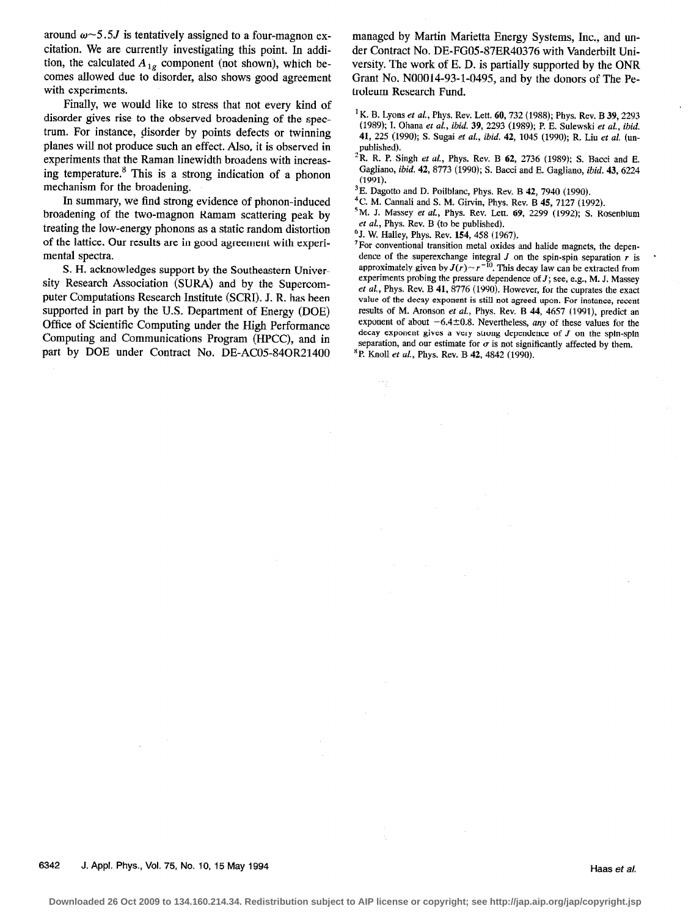around $\omega \sim 5.5J$ is tentatively assigned to a four-magnon excitation. We are currently investigating this point. In addition, the calculated $A_{1g}$ component (not shown), which becomes allowed due to disorder, also shows good agreement with experiments.

Finally, we would like to stress that not every kind of disorder gives rise to the observed broadening of the spectrum. For instance, disorder by points defects or twinning planes will not produce such an effect. Also, it is observed in experiments that the Raman linewidth broadens with increasing temperature.[8] This is a strong indication of a phonon mechanism for the broadening.

In summary, we find strong evidence of phonon-induced broadening of the two-magnon Ramam scattering peak by treating the low-energy phonons as a static random distortion of the lattice. Our results are in good agreement with experimental spectra.

S. H. acknowledges support by the Southeastern University Research Association (SURA) and by the Supercomputer Computations Research Institute (SCRI). J. R. has been supported in part by the U.S. Department of Energy (DOE) Office of Scientific Computing under the High Performance Computing and Communications Program (HPCC), and in part by DOE under Contract No. DE-AC05-84OR21400 managed by Martin Marietta Energy Systems, Inc., and under Contract No. DE-FG05-87ER40376 with Vanderbilt University. The work of E. D. is partially supported by the ONR Grant No. N00014-93-1-0495, and by the donors of The Petroleum Research Fund.

[1] K. B. Lyons *et al.*, Phys. Rev. Lett. **60**, 732 (1988); Phys. Rev. B **39**, 2293 (1989); I. Ohana *et al.*, *ibid.* **39**, 2293 (1989); P. E. Sulewski *et al.*, *ibid.* **41**, 225 (1990); S. Sugai *et al.*, *ibid.* **42**, 1045 (1990); R. Liu *et al.* (unpublished).

[2] R. R. P. Singh *et al.*, Phys. Rev. B **62**, 2736 (1989); S. Bacci and E. Gagliano, *ibid.* **42**, 8773 (1990); S. Bacci and E. Gagliano, *ibid.* **43**, 6224 (1991).

[3] E. Dagotto and D. Poilblanc, Phys. Rev. B **42**, 7940 (1990).

[4] C. M. Cannali and S. M. Girvin, Phys. Rev. B **45**, 7127 (1992).

[5] M. J. Massey *et al.*, Phys. Rev. Lett. **69**, 2299 (1992); S. Rosenblum *et al.*, Phys. Rev. B (to be published).

[6] J. W. Halley, Phys. Rev. **154**, 458 (1967).

[7] For conventional transition metal oxides and halide magnets, the dependence of the superexchange integral $J$ on the spin-spin separation $r$ is approximately given by $J(r) \sim r^{-10}$. This decay law can be extracted from experiments probing the pressure dependence of $J$; see, e.g., M. J. Massey *et al.*, Phys. Rev. B **41**, 8776 (1990). However, for the cuprates the exact value of the decay exponent is still not agreed upon. For instance, recent results of M. Aronson *et al.*, Phys. Rev. B **44**, 4657 (1991), predict an exponent of about $-6.4 \pm 0.8$. Nevertheless, *any* of these values for the decay exponent gives a very strong dependence of $J$ on the spin-spin separation, and our estimate for $\sigma$ is not significantly affected by them.

[8] P. Knoll *et al.*, Phys. Rev. B **42**, 4842 (1990).